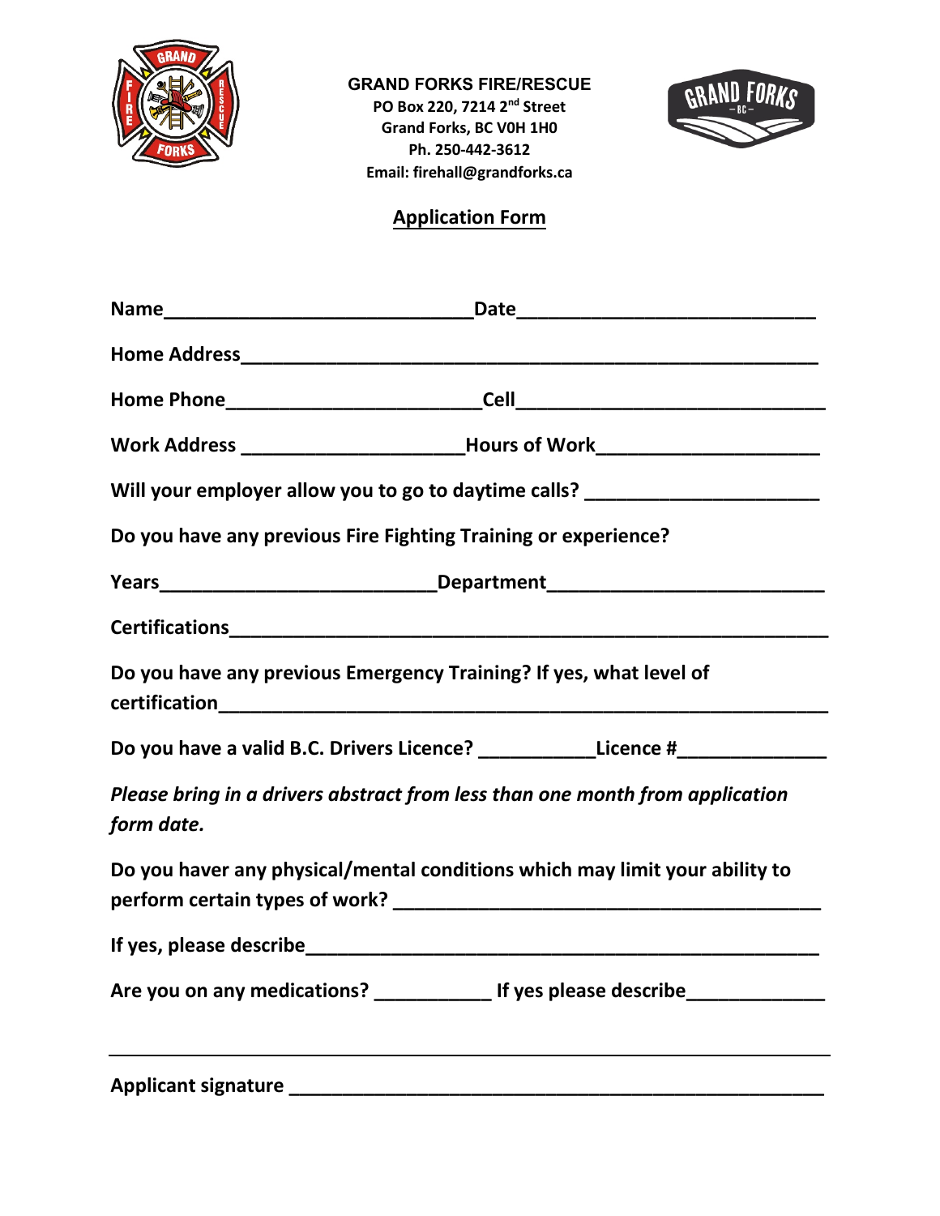**GRAND FORKS FIRE/RESCUE**
**PO Box 220, 7214 2nd Street**
**Grand Forks, BC V0H 1H0**
**Ph. 250-442-3612**
**Email: firehall@grandforks.ca**

# Application Form

**Name**_____________________________**Date**____________________________

**Home Address**_______________________________________________________

**Home Phone**________________________**Cell**_____________________________

**Work Address** ____________________**Hours of Work**_____________________

**Will your employer allow you to go to daytime calls?** ______________________

**Do you have any previous Fire Fighting Training or experience?**

**Years**__________________________**Department**__________________________

**Certifications**___________________________________________________________

**Do you have any previous Emergency Training? If yes, what level of certification**_____________________________________________________________

**Do you have a valid B.C. Drivers Licence?** ___________**Licence #**______________

***Please bring in a drivers abstract from less than one month from application form date.***

**Do you haver any physical/mental conditions which may limit your ability to perform certain types of work?** ________________________________________

**If yes, please describe**__________________________________________________

**Are you on any medications?** ___________ **If yes please describe**_____________

---

**Applicant signature** ____________________________________________________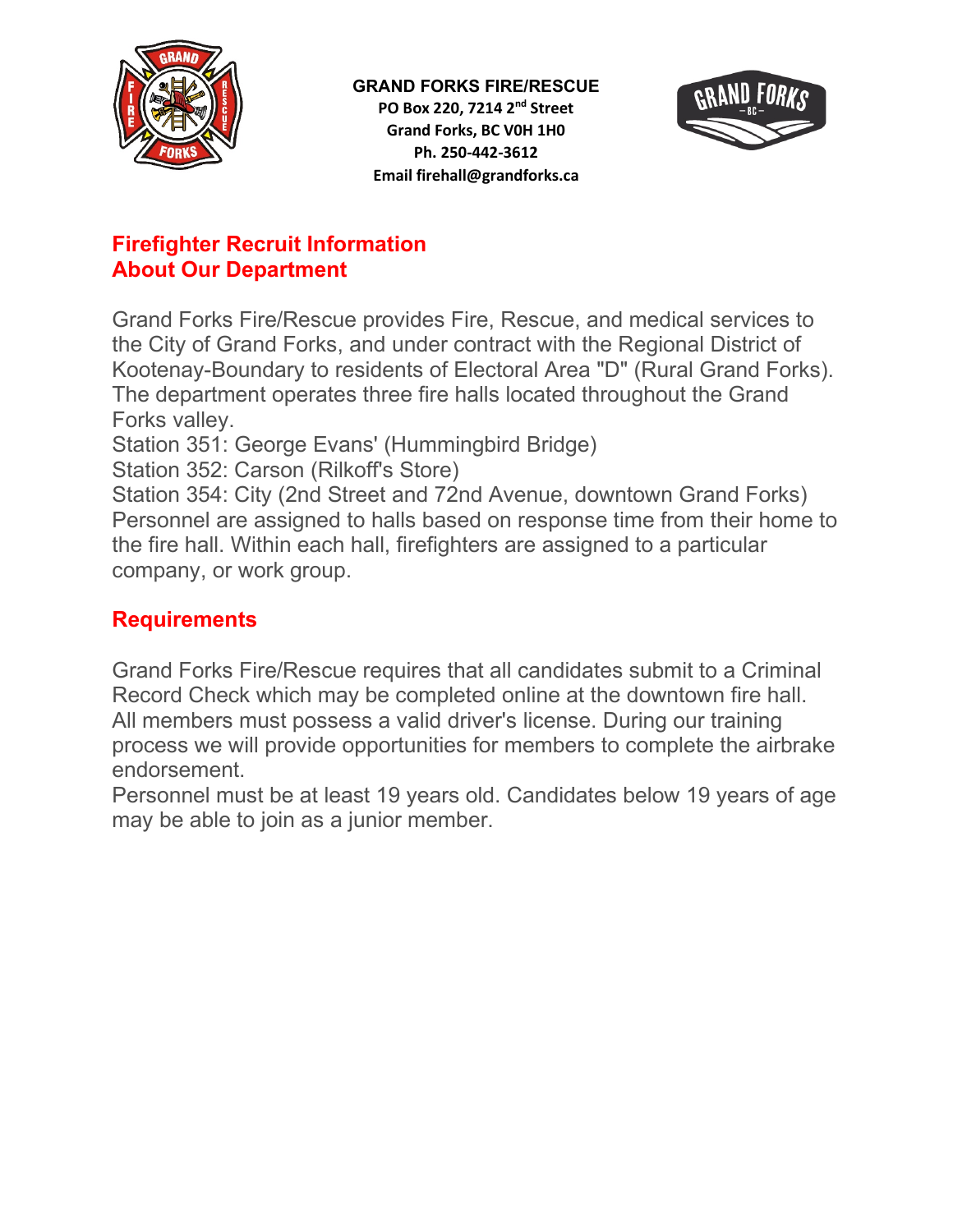**GRAND FORKS FIRE/RESCUE**
**PO Box 220, 7214 2nd Street**
**Grand Forks, BC V0H 1H0**
**Ph. 250-442-3612**
**Email firehall@grandforks.ca**

## Firefighter Recruit Information

## About Our Department

Grand Forks Fire/Rescue provides Fire, Rescue, and medical services to the City of Grand Forks, and under contract with the Regional District of Kootenay-Boundary to residents of Electoral Area "D" (Rural Grand Forks). The department operates three fire halls located throughout the Grand Forks valley.
Station 351: George Evans' (Hummingbird Bridge)
Station 352: Carson (Rilkoff's Store)
Station 354: City (2nd Street and 72nd Avenue, downtown Grand Forks)
Personnel are assigned to halls based on response time from their home to the fire hall. Within each hall, firefighters are assigned to a particular company, or work group.

## Requirements

Grand Forks Fire/Rescue requires that all candidates submit to a Criminal Record Check which may be completed online at the downtown fire hall. All members must possess a valid driver's license. During our training process we will provide opportunities for members to complete the airbrake endorsement.
Personnel must be at least 19 years old. Candidates below 19 years of age may be able to join as a junior member.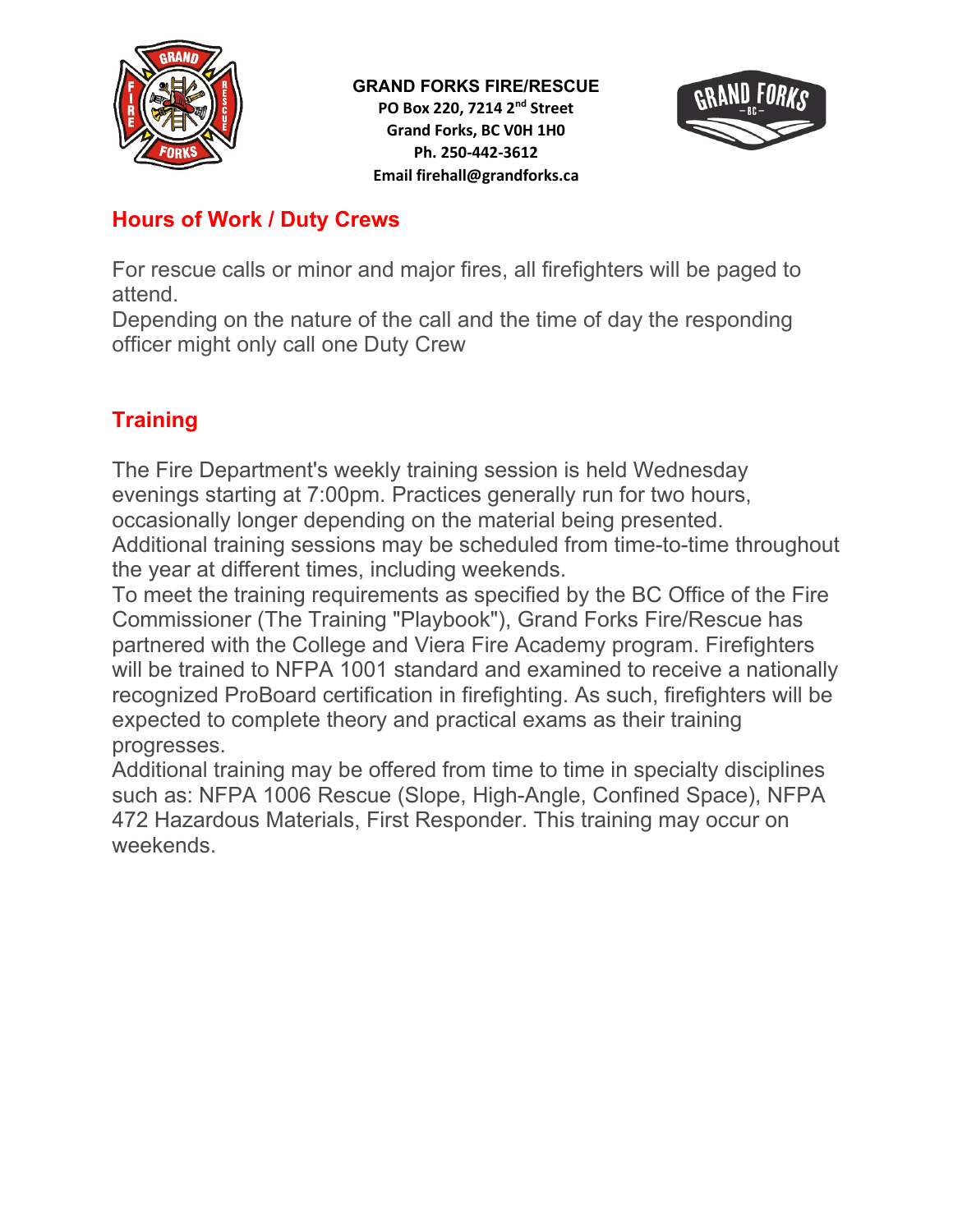**GRAND FORKS FIRE/RESCUE**
**PO Box 220, 7214 2nd Street**
**Grand Forks, BC V0H 1H0**
**Ph. 250-442-3612**
**Email firehall@grandforks.ca**

## Hours of Work / Duty Crews

For rescue calls or minor and major fires, all firefighters will be paged to attend.
Depending on the nature of the call and the time of day the responding officer might only call one Duty Crew

## Training

The Fire Department's weekly training session is held Wednesday evenings starting at 7:00pm. Practices generally run for two hours, occasionally longer depending on the material being presented.
Additional training sessions may be scheduled from time-to-time throughout the year at different times, including weekends.
To meet the training requirements as specified by the BC Office of the Fire Commissioner (The Training "Playbook"), Grand Forks Fire/Rescue has partnered with the College and Viera Fire Academy program. Firefighters will be trained to NFPA 1001 standard and examined to receive a nationally recognized ProBoard certification in firefighting. As such, firefighters will be expected to complete theory and practical exams as their training progresses.
Additional training may be offered from time to time in specialty disciplines such as: NFPA 1006 Rescue (Slope, High-Angle, Confined Space), NFPA 472 Hazardous Materials, First Responder. This training may occur on weekends.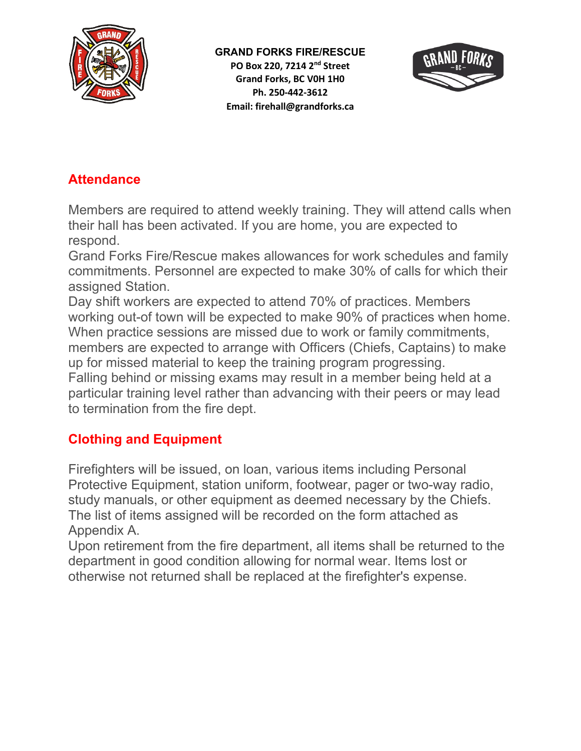**GRAND FORKS FIRE/RESCUE**
**PO Box 220, 7214 2nd Street**
**Grand Forks, BC V0H 1H0**
**Ph. 250-442-3612**
**Email: firehall@grandforks.ca**

## Attendance

Members are required to attend weekly training. They will attend calls when their hall has been activated. If you are home, you are expected to respond.
Grand Forks Fire/Rescue makes allowances for work schedules and family commitments. Personnel are expected to make 30% of calls for which their assigned Station.
Day shift workers are expected to attend 70% of practices. Members working out-of town will be expected to make 90% of practices when home. When practice sessions are missed due to work or family commitments, members are expected to arrange with Officers (Chiefs, Captains) to make up for missed material to keep the training program progressing.
Falling behind or missing exams may result in a member being held at a particular training level rather than advancing with their peers or may lead to termination from the fire dept.

## Clothing and Equipment

Firefighters will be issued, on loan, various items including Personal Protective Equipment, station uniform, footwear, pager or two-way radio, study manuals, or other equipment as deemed necessary by the Chiefs. The list of items assigned will be recorded on the form attached as Appendix A.
Upon retirement from the fire department, all items shall be returned to the department in good condition allowing for normal wear. Items lost or otherwise not returned shall be replaced at the firefighter's expense.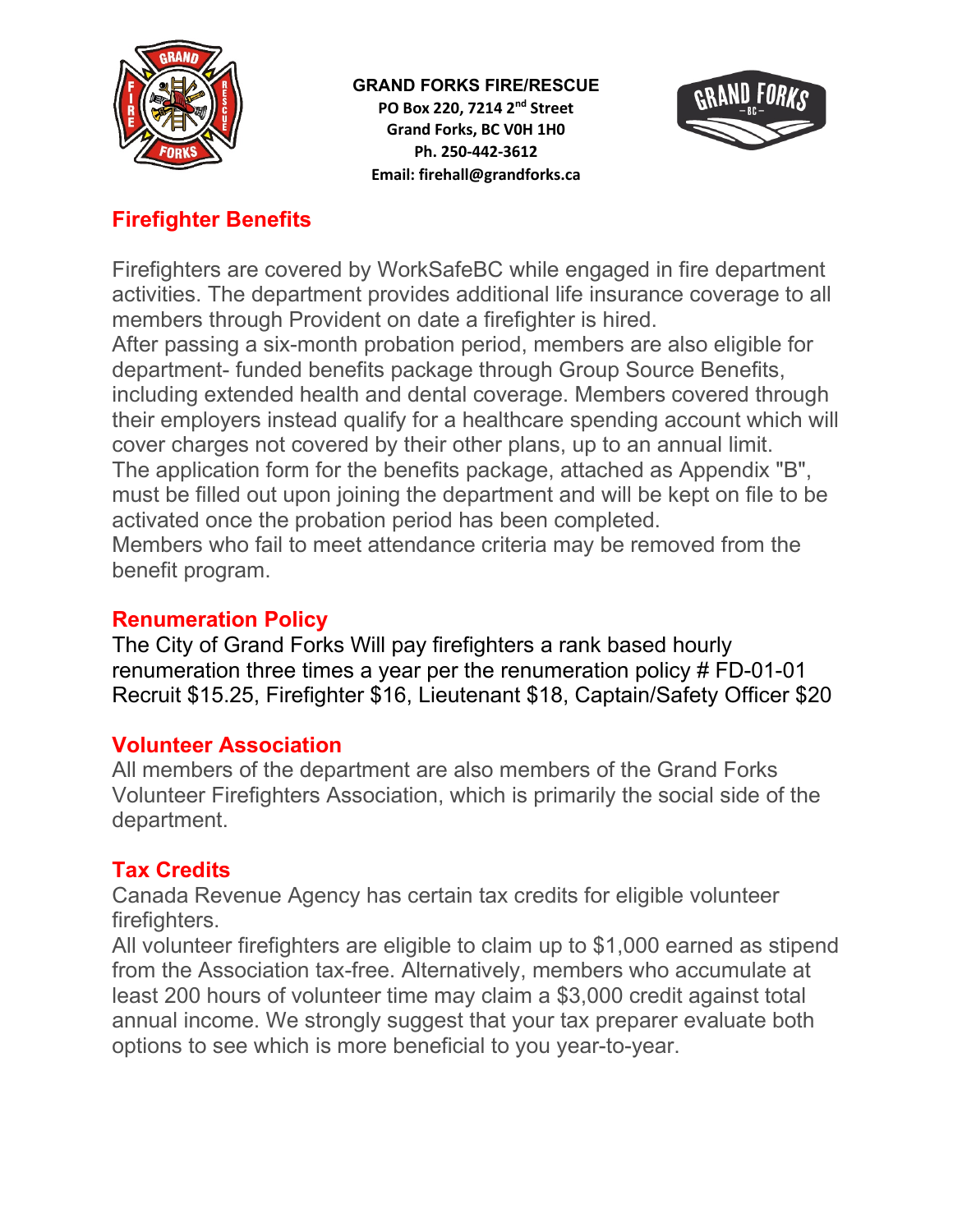**GRAND FORKS FIRE/RESCUE**
**PO Box 220, 7214 2nd Street**
**Grand Forks, BC V0H 1H0**
**Ph. 250-442-3612**
**Email: firehall@grandforks.ca**

## Firefighter Benefits

Firefighters are covered by WorkSafeBC while engaged in fire department activities. The department provides additional life insurance coverage to all members through Provident on date a firefighter is hired.
After passing a six-month probation period, members are also eligible for department- funded benefits package through Group Source Benefits, including extended health and dental coverage. Members covered through their employers instead qualify for a healthcare spending account which will cover charges not covered by their other plans, up to an annual limit.
The application form for the benefits package, attached as Appendix "B", must be filled out upon joining the department and will be kept on file to be activated once the probation period has been completed.
Members who fail to meet attendance criteria may be removed from the benefit program.

## Renumeration Policy

The City of Grand Forks Will pay firefighters a rank based hourly renumeration three times a year per the renumeration policy # FD-01-01
Recruit $15.25, Firefighter $16, Lieutenant $18, Captain/Safety Officer $20

## Volunteer Association

All members of the department are also members of the Grand Forks Volunteer Firefighters Association, which is primarily the social side of the department.

## Tax Credits

Canada Revenue Agency has certain tax credits for eligible volunteer firefighters.
All volunteer firefighters are eligible to claim up to $1,000 earned as stipend from the Association tax-free. Alternatively, members who accumulate at least 200 hours of volunteer time may claim a $3,000 credit against total annual income. We strongly suggest that your tax preparer evaluate both options to see which is more beneficial to you year-to-year.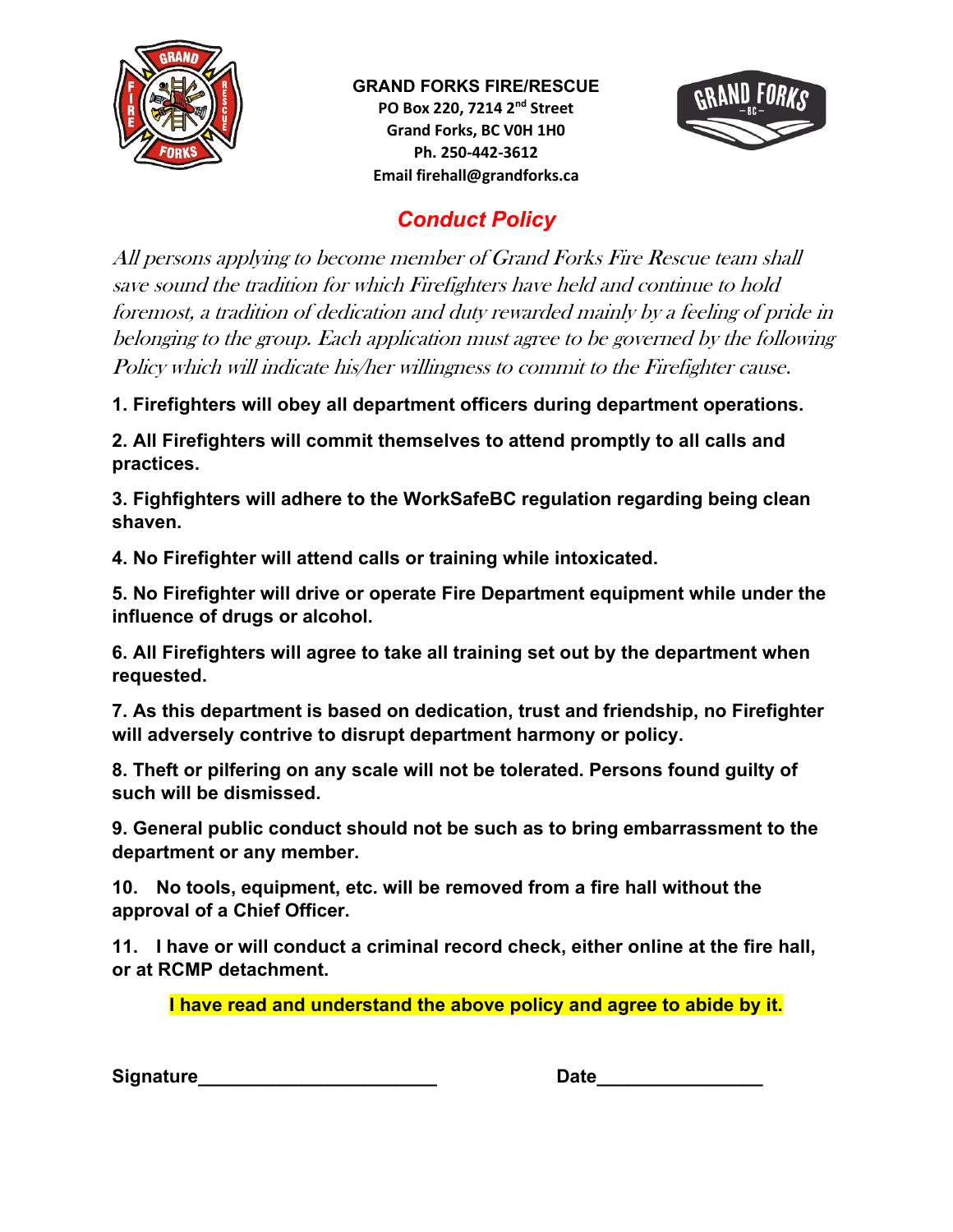**GRAND FORKS FIRE/RESCUE**
PO Box 220, 7214 2nd Street
Grand Forks, BC V0H 1H0
Ph. 250-442-3612
Email firehall@grandforks.ca

# *Conduct Policy*

*All persons applying to become member of Grand Forks Fire Rescue team shall save sound the tradition for which Firefighters have held and continue to hold foremost, a tradition of dedication and duty rewarded mainly by a feeling of pride in belonging to the group. Each application must agree to be governed by the following Policy which will indicate his/her willingness to commit to the Firefighter cause.*

**1. Firefighters will obey all department officers during department operations.**

**2. All Firefighters will commit themselves to attend promptly to all calls and practices.**

**3. Fighfighters will adhere to the WorkSafeBC regulation regarding being clean shaven.**

**4. No Firefighter will attend calls or training while intoxicated.**

**5. No Firefighter will drive or operate Fire Department equipment while under the influence of drugs or alcohol.**

**6. All Firefighters will agree to take all training set out by the department when requested.**

**7. As this department is based on dedication, trust and friendship, no Firefighter will adversely contrive to disrupt department harmony or policy.**

**8. Theft or pilfering on any scale will not be tolerated. Persons found guilty of such will be dismissed.**

**9. General public conduct should not be such as to bring embarrassment to the department or any member.**

**10. No tools, equipment, etc. will be removed from a fire hall without the approval of a Chief Officer.**

**11. I have or will conduct a criminal record check, either online at the fire hall, or at RCMP detachment.**

**I have read and understand the above policy and agree to abide by it.**

**Signature**_______________________ **Date**________________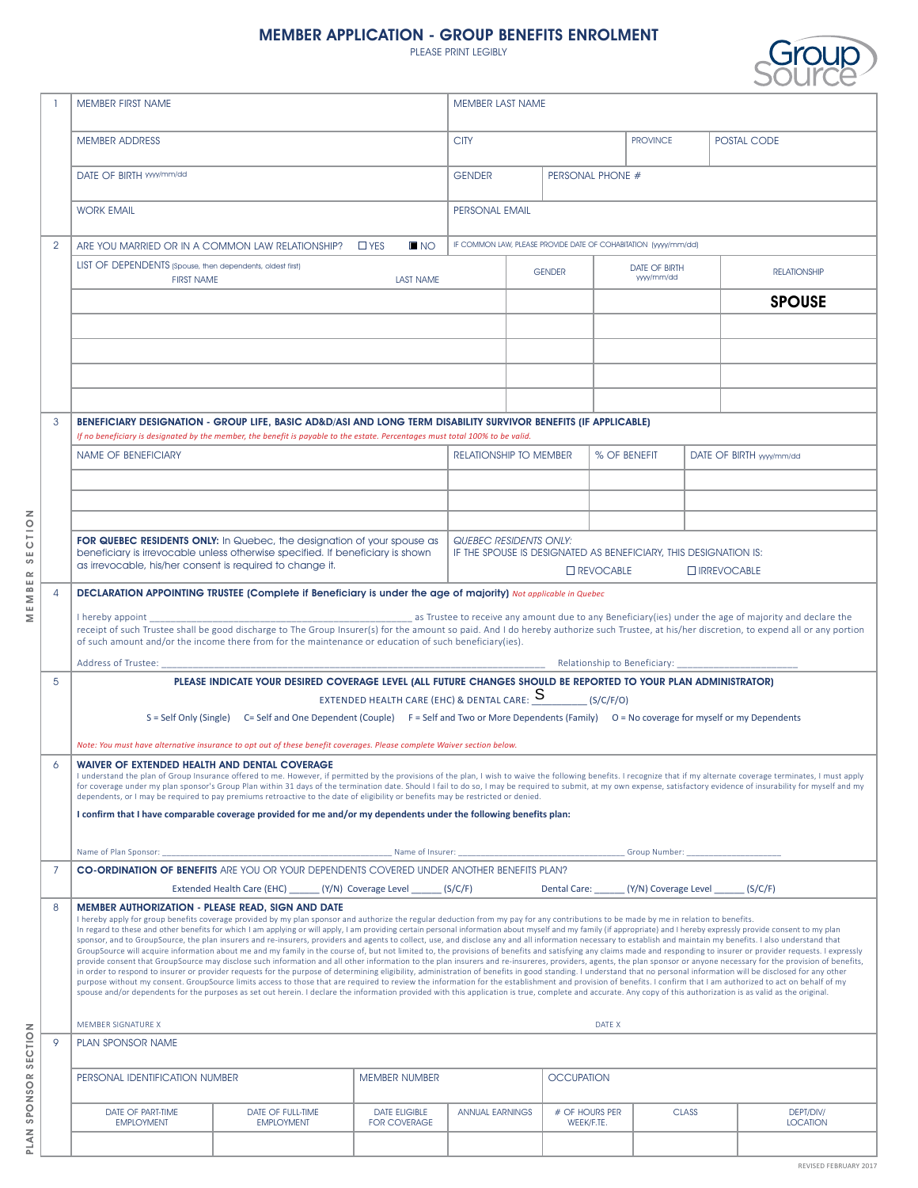# MEMBER APPLICATION - GROUP BENEFITS ENROLMENT

PLEASE PRINT LEGIBLY

GroupSource

MEMBER SECTION

**1**

| MEMBER FIRST NAME | MEMBER LAST NAME | | |
|---|---|---|---|
| MEMBER ADDRESS | CITY | PROVINCE | POSTAL CODE |
| DATE OF BIRTH yyyy/mm/dd | GENDER | PERSONAL PHONE # | |
| WORK EMAIL | PERSONAL EMAIL | | |

**2**

ARE YOU MARRIED OR IN A COMMON LAW RELATIONSHIP? ☐ YES ■ NO

IF COMMON LAW, PLEASE PROVIDE DATE OF COHABITATION (yyyy/mm/dd)

LIST OF DEPENDENTS (Spouse, then dependents, oldest first)

| FIRST NAME | LAST NAME | GENDER | DATE OF BIRTH yyyy/mm/dd | RELATIONSHIP |
|---|---|---|---|---|
| | | | | **SPOUSE** |
| | | | | |
| | | | | |
| | | | | |
| | | | | |

**3**

**BENEFICIARY DESIGNATION - GROUP LIFE, BASIC AD&D/ASI AND LONG TERM DISABILITY SURVIVOR BENEFITS (IF APPLICABLE)**

*If no beneficiary is designated by the member, the benefit is payable to the estate. Percentages must total 100% to be valid.*

| NAME OF BENEFICIARY | RELATIONSHIP TO MEMBER | % OF BENEFIT | DATE OF BIRTH yyyy/mm/dd |
|---|---|---|---|
| | | | |
| | | | |
| | | | |

**FOR QUEBEC RESIDENTS ONLY:** In Quebec, the designation of your spouse as beneficiary is irrevocable unless otherwise specified. If beneficiary is shown as irrevocable, his/her consent is required to change it.

*QUEBEC RESIDENTS ONLY:*
IF THE SPOUSE IS DESIGNATED AS BENEFICIARY, THIS DESIGNATION IS:
☐ REVOCABLE ☐ IRREVOCABLE

**4**

**DECLARATION APPOINTING TRUSTEE (Complete if Beneficiary is under the age of majority)** *Not applicable in Quebec*

I hereby appoint ______________________ as Trustee to receive any amount due to any Beneficiary(ies) under the age of majority and declare the receipt of such Trustee shall be good discharge to The Group Insurer(s) for the amount so paid. And I do hereby authorize such Trustee, at his/her discretion, to expend all or any portion of such amount and/or the income there from for the maintenance or education of such beneficiary(ies).

Address of Trustee: ______________________ Relationship to Beneficiary: ______________________

**5**

**PLEASE INDICATE YOUR DESIRED COVERAGE LEVEL (ALL FUTURE CHANGES SHOULD BE REPORTED TO YOUR PLAN ADMINISTRATOR)**

EXTENDED HEALTH CARE (EHC) & DENTAL CARE: S (S/C/F/O)

S = Self Only (Single) C= Self and One Dependent (Couple) F = Self and Two or More Dependents (Family) O = No coverage for myself or my Dependents

*Note: You must have alternative insurance to opt out of these benefit coverages. Please complete Waiver section below.*

**6**

**WAIVER OF EXTENDED HEALTH AND DENTAL COVERAGE**

I understand the plan of Group Insurance offered to me. However, if permitted by the provisions of the plan, I wish to waive the following benefits. I recognize that if my alternate coverage terminates, I must apply for coverage under my plan sponsor's Group Plan within 31 days of the termination date. Should I fail to do so, I may be required to submit, at my own expense, satisfactory evidence of insurability for myself and my dependents, or I may be required to pay premiums retroactive to the date of eligibility or benefits may be restricted or denied.

**I confirm that I have comparable coverage provided for me and/or my dependents under the following benefits plan:**

Name of Plan Sponsor: ______________________ Name of Insurer: ______________________ Group Number: ______________________

**7**

**CO-ORDINATION OF BENEFITS** ARE YOU OR YOUR DEPENDENTS COVERED UNDER ANOTHER BENEFITS PLAN?

Extended Health Care (EHC) ______ (Y/N) Coverage Level ______ (S/C/F) Dental Care: ______ (Y/N) Coverage Level ______ (S/C/F)

**8**

**MEMBER AUTHORIZATION - PLEASE READ, SIGN AND DATE**

I hereby apply for group benefits coverage provided by my plan sponsor and authorize the regular deduction from my pay for any contributions to be made by me in relation to benefits.
In regard to these and other benefits for which I am applying or will apply, I am providing certain personal information about myself and my family (if appropriate) and I hereby expressly provide consent to my plan sponsor, and to GroupSource, the plan insurers and re-insurers, providers and agents to collect, use, and disclose any and all information necessary to establish and maintain my benefits. I also understand that GroupSource will acquire information about me and my family in the course of, but not limited to, the provisions of benefits and satisfying any claims made and responding to insurer or provider requests. I expressly provide consent that GroupSource may disclose such information and all other information to the plan insurers and re-insurers, providers, agents, the plan sponsor or anyone necessary for the provision of benefits, in order to respond to insurer or provider requests for the purpose of determining eligibility, administration of benefits in good standing. I understand that no personal information will be disclosed for any other purpose without my consent. GroupSource limits access to those that are required to review the information for the establishment and provision of benefits. I confirm that I am authorized to act on behalf of my spouse and/or dependents for the purposes as set out herein. I declare the information provided with this application is true, complete and accurate. Any copy of this authorization is as valid as the original.

MEMBER SIGNATURE X DATE X

PLAN SPONSOR SECTION

**9**

| PLAN SPONSOR NAME | | | | | | |
|---|---|---|---|---|---|---|
| PERSONAL IDENTIFICATION NUMBER | | MEMBER NUMBER | | OCCUPATION | | |
| DATE OF PART-TIME EMPLOYMENT | DATE OF FULL-TIME EMPLOYMENT | DATE ELIGIBLE FOR COVERAGE | ANNUAL EARNINGS | # OF HOURS PER WEEK/F.TE. | CLASS | DEPT/DIV/ LOCATION |
| | | | | | | |

REVISED FEBRUARY 2017